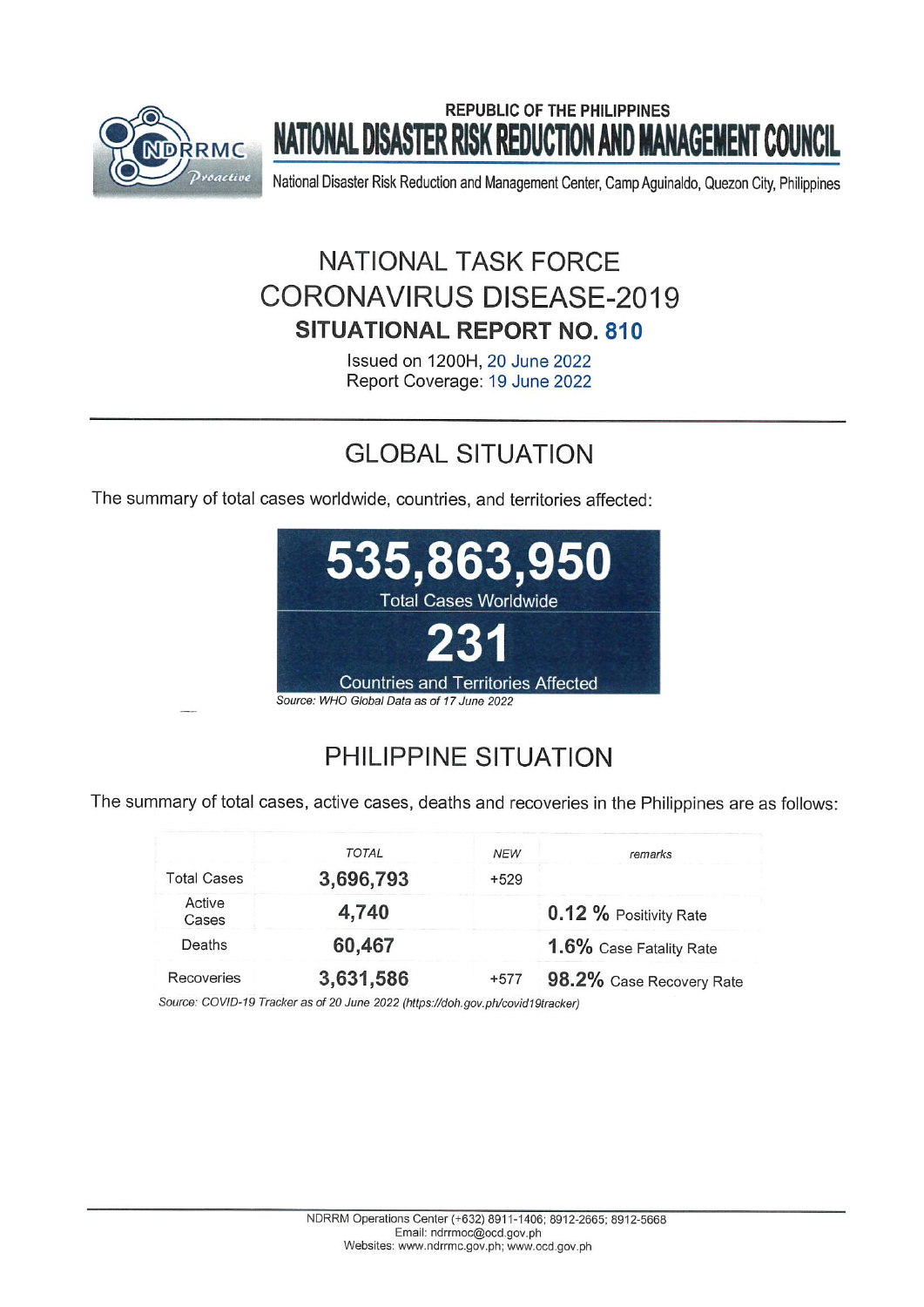REPUBLIC OF THE PHILIPPINES

# NATIONAL DISASTER RISK REDUCTION AND MANAGEMENT COUNCIL

National Disaster Risk Reduction and Management Center, Camp Aguinaldo, Quezon City, Philippines

## NATIONAL TASK FORCE CORONAVIRUS DISEASE-2019

### SITUATIONAL REPORT NO. 810

Issued on 1200H, 20 June 2022
Report Coverage: 19 June 2022

## GLOBAL SITUATION

The summary of total cases worldwide, countries, and territories affected:

**535,863,950**
Total Cases Worldwide

**231**
Countries and Territories Affected

*Source: WHO Global Data as of 17 June 2022*

## PHILIPPINE SITUATION

The summary of total cases, active cases, deaths and recoveries in the Philippines are as follows:

| | TOTAL | NEW | remarks |
|---|---|---|---|
| Total Cases | **3,696,793** | +529 | |
| Active Cases | **4,740** | | **0.12 %** Positivity Rate |
| Deaths | **60,467** | | **1.6%** Case Fatality Rate |
| Recoveries | **3,631,586** | +577 | **98.2%** Case Recovery Rate |

*Source: COVID-19 Tracker as of 20 June 2022 (https://doh.gov.ph/covid19tracker)*

NDRRM Operations Center (+632) 8911-1406; 8912-2665; 8912-5668
Email: ndrrmoc@ocd.gov.ph
Websites: www.ndrrmc.gov.ph; www.ocd.gov.ph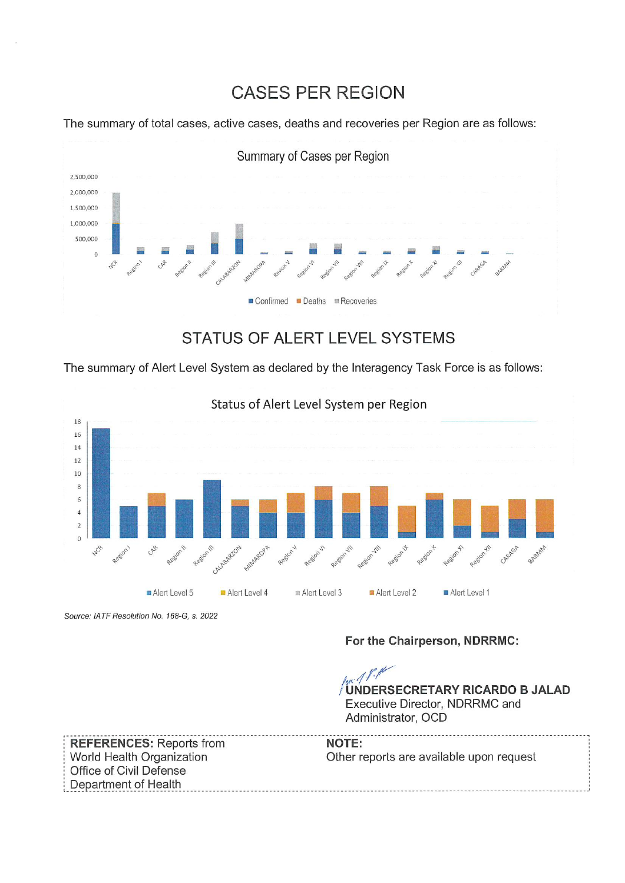# CASES PER REGION

The summary of total cases, active cases, deaths and recoveries per Region are as follows:

# STATUS OF ALERT LEVEL SYSTEMS

The summary of Alert Level System as declared by the Interagency Task Force is as follows:

*Source: IATF Resolution No. 168-G, s. 2022*

**For the Chairperson, NDRRMC:**

**UNDERSECRETARY RICARDO B JALAD**
Executive Director, NDRRMC and
Administrator, OCD

**REFERENCES:** Reports from
World Health Organization
Office of Civil Defense
Department of Health

**NOTE:**
Other reports are available upon request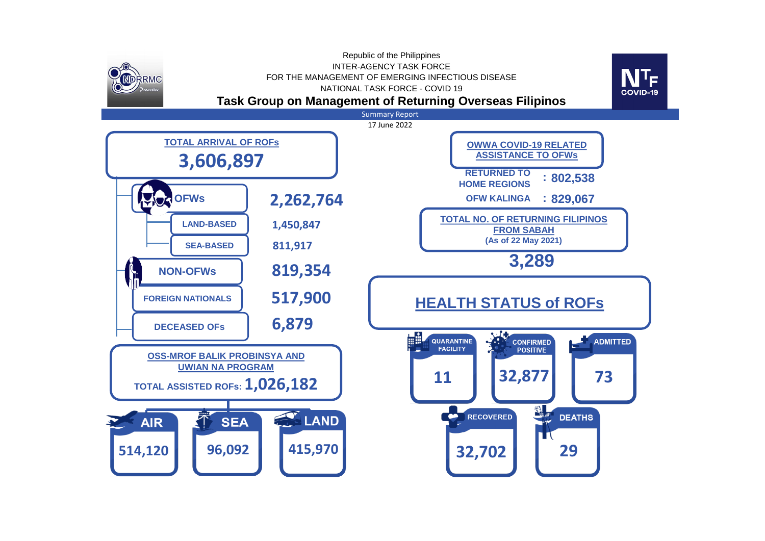Republic of the Philippines
INTER-AGENCY TASK FORCE
FOR THE MANAGEMENT OF EMERGING INFECTIOUS DISEASE
NATIONAL TASK FORCE - COVID 19

# Task Group on Management of Returning Overseas Filipinos

Summary Report
17 June 2022

## TOTAL ARRIVAL OF ROFs

**3,606,897**

| Category | Count |
|---|---|
| OFWs | 2,262,764 |
| LAND-BASED | 1,450,847 |
| SEA-BASED | 811,917 |
| NON-OFWs | 819,354 |
| FOREIGN NATIONALS | 517,900 |
| DECEASED OFs | 6,879 |

## OSS-MROF BALIK PROBINSYA AND UWIAN NA PROGRAM

TOTAL ASSISTED ROFs: **1,026,182**

| AIR | SEA | LAND |
|---|---|---|
| 514,120 | 96,092 | 415,970 |

## OWWA COVID-19 RELATED ASSISTANCE TO OFWs

RETURNED TO HOME REGIONS : 802,538

OFW KALINGA : 829,067

## TOTAL NO. OF RETURNING FILIPINOS FROM SABAH

(As of 22 May 2021)

**3,289**

## HEALTH STATUS of ROFs

| QUARANTINE FACILITY | CONFIRMED POSITIVE | ADMITTED | RECOVERED | DEATHS |
|---|---|---|---|---|
| 11 | 32,877 | 73 | 32,702 | 29 |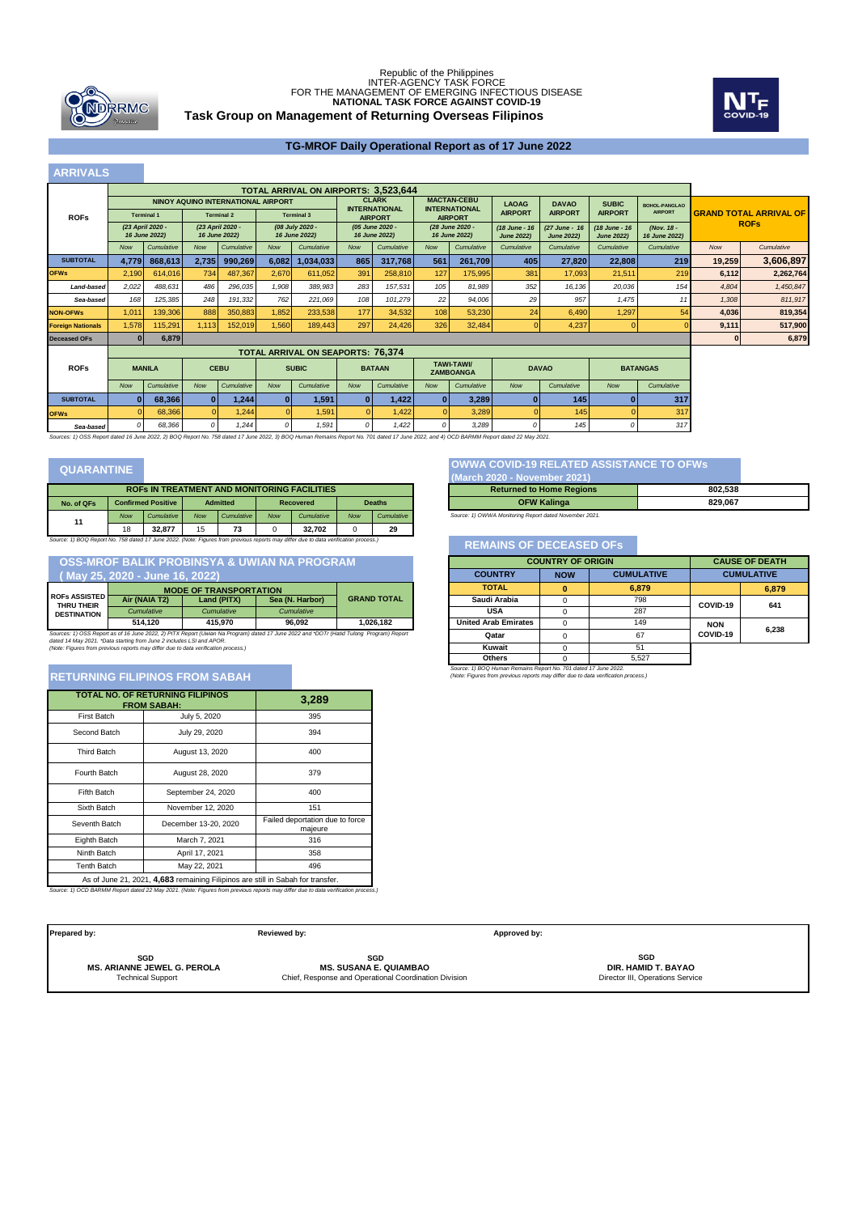Republic of the Philippines
INTER-AGENCY TASK FORCE
FOR THE MANAGEMENT OF EMERGING INFECTIOUS DISEASE
**NATIONAL TASK FORCE AGAINST COVID-19**

## Task Group on Management of Returning Overseas Filipinos

## TG-MROF Daily Operational Report as of 17 June 2022

### ARRIVALS

| ROFs | TOTAL ARRIVAL ON AIRPORTS: 3,523,644 | | | | | | | | | | | | | | | GRAND TOTAL ARRIVAL OF ROFs | |
|---|---|---|---|---|---|---|---|---|---|---|---|---|---|---|---|---|---|
| | NINOY AQUINO INTERNATIONAL AIRPORT | | | | | | CLARK INTERNATIONAL AIRPORT | | MACTAN-CEBU INTERNATIONAL AIRPORT | | LAOAG AIRPORT | DAVAO AIRPORT | SUBIC AIRPORT | BOHOL-PANGLAO AIRPORT | | |
| | Terminal 1 (23 April 2020 - 16 June 2022) | | Terminal 2 (23 April 2020 - 16 June 2022) | | Terminal 3 (08 July 2020 - 16 June 2022) | | (05 June 2020 - 16 June 2022) | | (28 June 2020 - 16 June 2022) | | (18 June - 16 June 2022) | (27 June - 16 June 2022) | (18 June - 16 June 2022) | (Nov. 18 - 16 June 2022) | | |
| | Now | Cumulative | Now | Cumulative | Now | Cumulative | Now | Cumulative | Now | Cumulative | Cumulative | Cumulative | Cumulative | Cumulative | Now | Cumulative |
| **SUBTOTAL** | **4,779** | **868,613** | **2,735** | **990,269** | **6,082** | **1,034,033** | **865** | **317,768** | **561** | **261,709** | **405** | **27,820** | **22,808** | **219** | **19,259** | **3,606,897** |
| **OFWs** | 2,190 | 614,016 | 734 | 487,367 | 2,670 | 611,052 | 391 | 258,810 | 127 | 175,995 | 381 | 17,093 | 21,511 | 219 | **6,112** | **2,262,764** |
| *Land-based* | *2,022* | *488,631* | *486* | *296,035* | *1,908* | *389,983* | *283* | *157,531* | *105* | *81,989* | *352* | *16,136* | *20,036* | *154* | *4,804* | *1,450,847* |
| *Sea-based* | *168* | *125,385* | *248* | *191,332* | *762* | *221,069* | *108* | *101,279* | *22* | *94,006* | *29* | *957* | *1,475* | *11* | *1,308* | *811,917* |
| **NON-OFWs** | 1,011 | 139,306 | 888 | 350,883 | 1,852 | 233,538 | 177 | 34,532 | 108 | 53,230 | 24 | 6,490 | 1,297 | 54 | **4,036** | **819,354** |
| **Foreign Nationals** | 1,578 | 115,291 | 1,113 | 152,019 | 1,560 | 189,443 | 297 | 24,426 | 326 | 32,484 | 0 | 4,237 | 0 | 0 | **9,111** | **517,900** |
| **Deceased OFs** | 0 | 6,879 | | | | | | | | | | | | | **0** | **6,879** |

| ROFs | TOTAL ARRIVAL ON SEAPORTS: 76,374 | | | | | | | | | | | | | |
|---|---|---|---|---|---|---|---|---|---|---|---|---|---|---|
| | MANILA | | CEBU | | SUBIC | | BATAAN | | TAWI-TAWI/ ZAMBOANGA | | DAVAO | | BATANGAS | |
| | Now | Cumulative | Now | Cumulative | Now | Cumulative | Now | Cumulative | Now | Cumulative | Now | Cumulative | Now | Cumulative |
| **SUBTOTAL** | **0** | **68,366** | **0** | **1,244** | **0** | **1,591** | **0** | **1,422** | **0** | **3,289** | **0** | **145** | **0** | **317** |
| **OFWs** | 0 | 68,366 | 0 | 1,244 | 0 | 1,591 | 0 | 1,422 | 0 | 3,289 | 0 | 145 | 0 | 317 |
| *Sea-based* | *0* | *68,366* | *0* | *1,244* | *0* | *1,591* | *0* | *1,422* | *0* | *3,289* | *0* | *145* | *0* | *317* |

*Sources: 1) OSS Report dated 16 June 2022, 2) BOQ Report No. 758 dated 17 June 2022, 3) BOQ Human Remains Report No. 701 dated 17 June 2022, and 4) OCD BARMM Report dated 22 May 2021.*

### QUARANTINE

| No. of QFs | ROFs IN TREATMENT AND MONITORING FACILITIES | | | | | | | |
|---|---|---|---|---|---|---|---|---|
| | Confirmed Positive | | Admitted | | Recovered | | Deaths | |
| | Now | Cumulative | Now | Cumulative | Now | Cumulative | Now | Cumulative |
| 11 | 18 | **32,877** | 15 | **73** | 0 | **32,702** | 0 | **29** |

*Source: 1) BOQ Report No. 758 dated 17 June 2022. (Note: Figures from previous reports may differ due to data verification process.)*

### OSS-MROF BALIK PROBINSYA & UWIAN NA PROGRAM (May 25, 2020 - June 16, 2022)

| ROFs ASSISTED THRU THEIR DESTINATION | MODE OF TRANSPORTATION | | | GRAND TOTAL |
|---|---|---|---|---|
| | Air (NAIA T2) | Land (PITX) | Sea (N. Harbor) | |
| | Cumulative | Cumulative | Cumulative | |
| | **514,120** | **415,970** | **96,092** | **1,026,182** |

*Sources: 1) OSS Report as of 16 June 2022, 2) PITX Report (Uwian Na Program) dated 17 June 2022 and \*DOTr (Hatid Tulong Program) Report dated 14 May 2021. \*Data starting from June 2 includes LSI and APOR.*
*(Note: Figures from previous reports may differ due to data verification process.)*

### RETURNING FILIPINOS FROM SABAH

| TOTAL NO. OF RETURNING FILIPINOS FROM SABAH: | | **3,289** |
|---|---|---|
| First Batch | July 5, 2020 | 395 |
| Second Batch | July 29, 2020 | 394 |
| Third Batch | August 13, 2020 | 400 |
| Fourth Batch | August 28, 2020 | 379 |
| Fifth Batch | September 24, 2020 | 400 |
| Sixth Batch | November 12, 2020 | 151 |
| Seventh Batch | December 13-20, 2020 | Failed deportation due to force majeure |
| Eighth Batch | March 7, 2021 | 316 |
| Ninth Batch | April 17, 2021 | 358 |
| Tenth Batch | May 22, 2021 | 496 |
| As of June 21, 2021, **4,683** remaining Filipinos are still in Sabah for transfer. | | |

*Source: 1) OCD BARMM Report dated 22 May 2021. (Note: Figures from previous reports may differ due to data verification process.)*

### OWWA COVID-19 RELATED ASSISTANCE TO OFWs (March 2020 - November 2021)

| Returned to Home Regions | 802,538 |
|---|---|
| **OFW Kalinga** | **829,067** |

*Source: 1) OWWA Monitoring Report dated November 2021.*

### REMAINS OF DECEASED OFs

| COUNTRY OF ORIGIN | | | CAUSE OF DEATH | |
|---|---|---|---|---|
| COUNTRY | NOW | CUMULATIVE | CUMULATIVE | |
| **TOTAL** | **0** | **6,879** | | **6,879** |
| Saudi Arabia | 0 | 798 | COVID-19 | 641 |
| USA | 0 | 287 | | |
| United Arab Emirates | 0 | 149 | NON COVID-19 | 6,238 |
| Qatar | 0 | 67 | | |
| Kuwait | 0 | 51 | | |
| Others | 0 | 5,527 | | |

*Source: 1) BOQ Human Remains Report No. 701 dated 17 June 2022.*
*(Note: Figures from previous reports may differ due to data verification process.)*

| Prepared by: | Reviewed by: | Approved by: |
|---|---|---|
| SGD | SGD | SGD |
| **MS. ARIANNE JEWEL G. PEROLA** | **MS. SUSANA E. QUIAMBAO** | **DIR. HAMID T. BAYAO** |
| Technical Support | Chief, Response and Operational Coordination Division | Director III, Operations Service |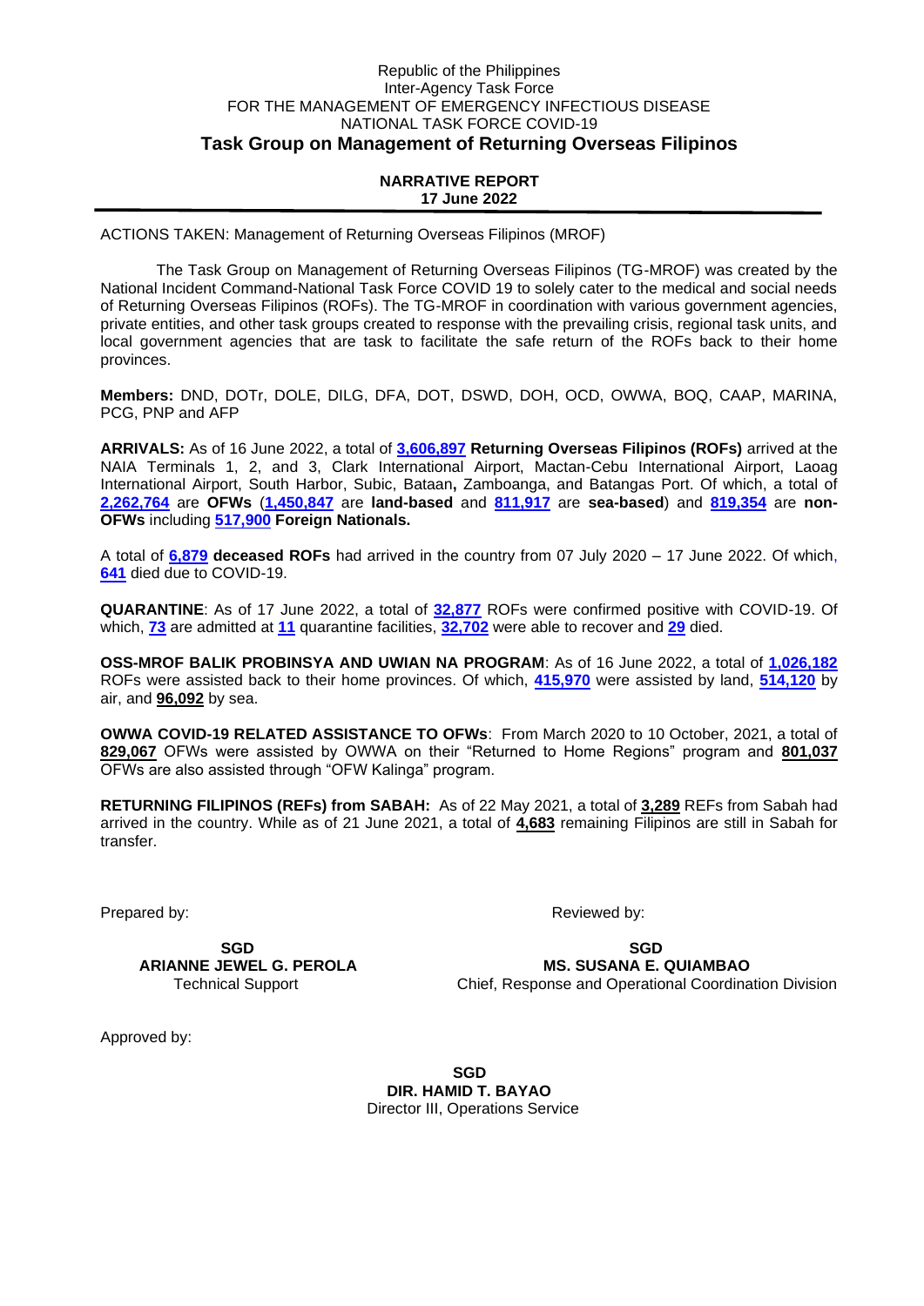Republic of the Philippines
Inter-Agency Task Force
FOR THE MANAGEMENT OF EMERGENCY INFECTIOUS DISEASE
NATIONAL TASK FORCE COVID-19

## Task Group on Management of Returning Overseas Filipinos

**NARRATIVE REPORT**
**17 June 2022**

---

ACTIONS TAKEN: Management of Returning Overseas Filipinos (MROF)

The Task Group on Management of Returning Overseas Filipinos (TG-MROF) was created by the National Incident Command-National Task Force COVID 19 to solely cater to the medical and social needs of Returning Overseas Filipinos (ROFs). The TG-MROF in coordination with various government agencies, private entities, and other task groups created to response with the prevailing crisis, regional task units, and local government agencies that are task to facilitate the safe return of the ROFs back to their home provinces.

**Members:** DND, DOTr, DOLE, DILG, DFA, DOT, DSWD, DOH, OCD, OWWA, BOQ, CAAP, MARINA, PCG, PNP and AFP

**ARRIVALS:** As of 16 June 2022, a total of **3,606,897** **Returning Overseas Filipinos (ROFs)** arrived at the NAIA Terminals 1, 2, and 3, Clark International Airport, Mactan-Cebu International Airport, Laoag International Airport, South Harbor, Subic, Bataan**,** Zamboanga, and Batangas Port. Of which, a total of **2,262,764** are **OFWs** (**1,450,847** are **land-based** and **811,917** are **sea-based**) and **819,354** are **non-OFWs** including **517,900** **Foreign Nationals.**

A total of **6,879** **deceased ROFs** had arrived in the country from 07 July 2020 – 17 June 2022. Of which, **641** died due to COVID-19.

**QUARANTINE**: As of 17 June 2022, a total of **32,877** ROFs were confirmed positive with COVID-19. Of which, **73** are admitted at **11** quarantine facilities, **32,702** were able to recover and **29** died.

**OSS-MROF BALIK PROBINSYA AND UWIAN NA PROGRAM**: As of 16 June 2022, a total of **1,026,182** ROFs were assisted back to their home provinces. Of which, **415,970** were assisted by land, **514,120** by air, and **96,092** by sea.

**OWWA COVID-19 RELATED ASSISTANCE TO OFWs**: From March 2020 to 10 October, 2021, a total of **829,067** OFWs were assisted by OWWA on their "Returned to Home Regions" program and **801,037** OFWs are also assisted through "OFW Kalinga" program.

**RETURNING FILIPINOS (REFs) from SABAH:** As of 22 May 2021, a total of **3,289** REFs from Sabah had arrived in the country. While as of 21 June 2021, a total of **4,683** remaining Filipinos are still in Sabah for transfer.

Prepared by:

**SGD**
**ARIANNE JEWEL G. PEROLA**
Technical Support

Reviewed by:

**SGD**
**MS. SUSANA E. QUIAMBAO**
Chief, Response and Operational Coordination Division

Approved by:

**SGD**
**DIR. HAMID T. BAYAO**
Director III, Operations Service